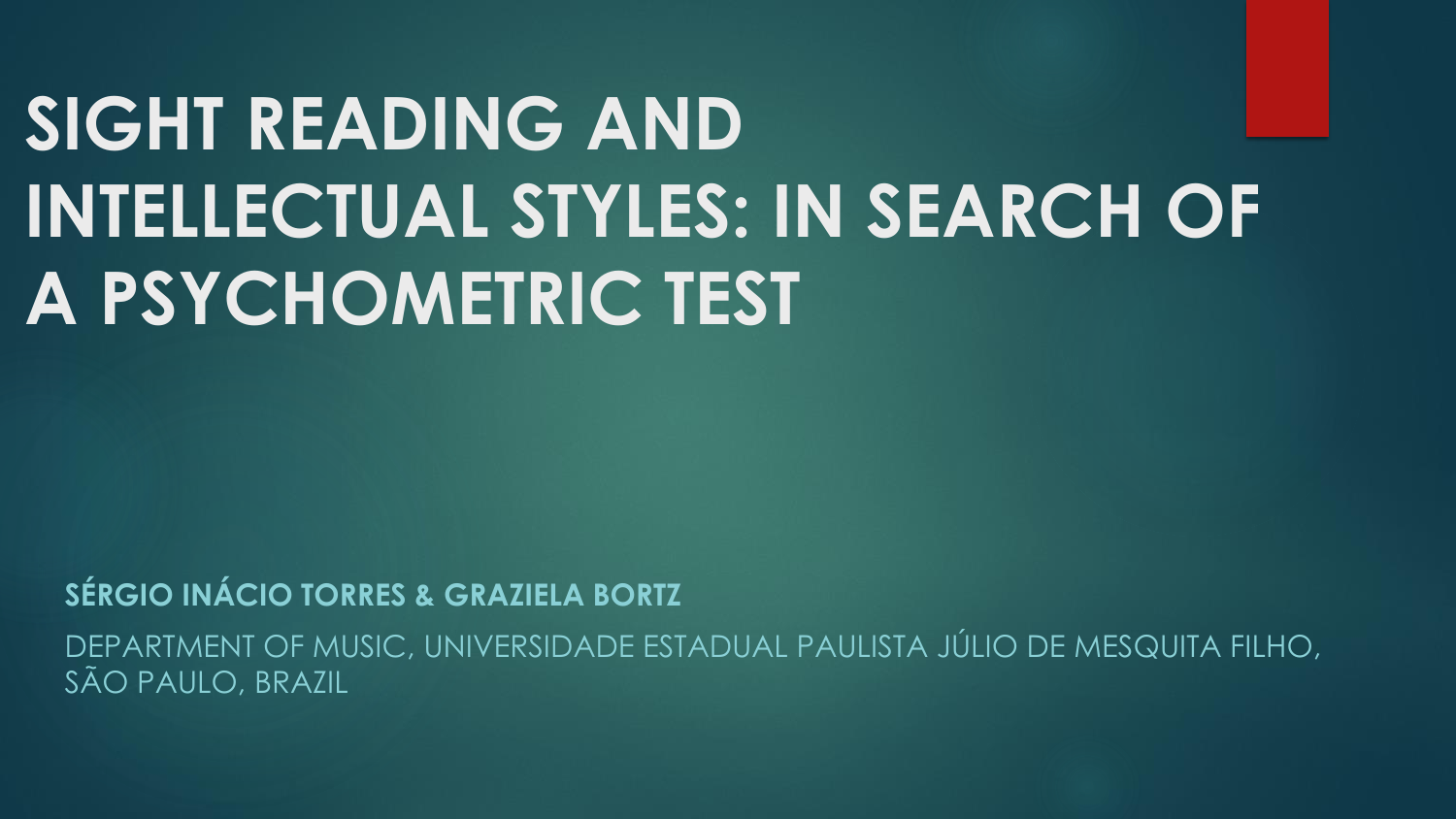# SIGHT READING AND INTELLECTUAL STYLES: IN SEARCH OF A PSYCHOMETRIC TEST

**SÉRGIO INÁCIO TORRES & GRAZIELA BORTZ**

DEPARTMENT OF MUSIC, UNIVERSIDADE ESTADUAL PAULISTA JÚLIO DE MESQUITA FILHO, SÃO PAULO, BRAZIL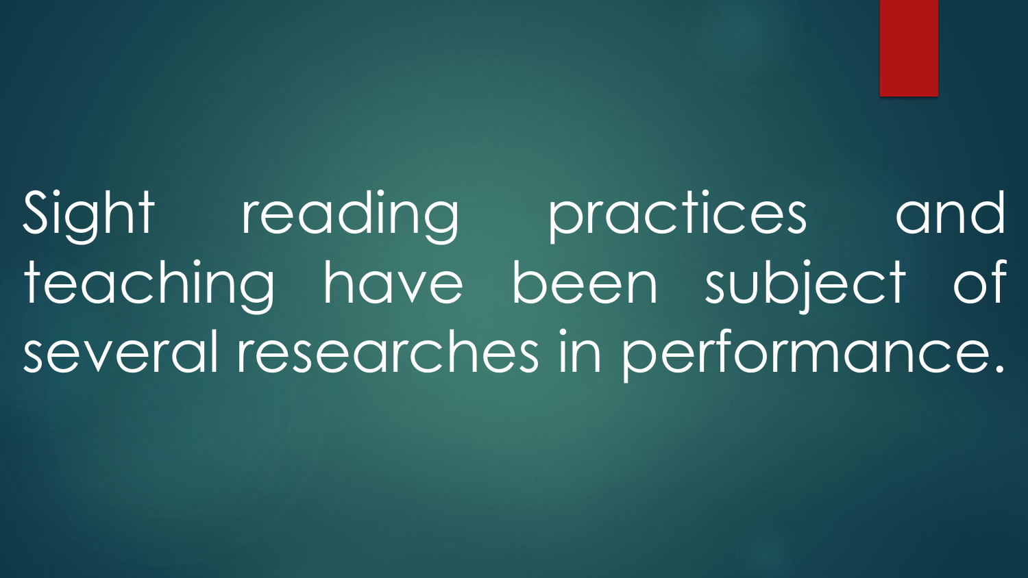Sight reading practices and teaching have been subject of several researches in performance.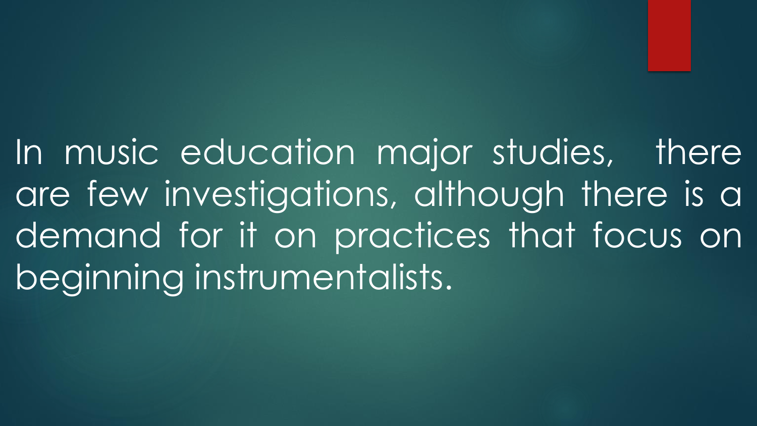In music education major studies, there are few investigations, although there is a demand for it on practices that focus on beginning instrumentalists.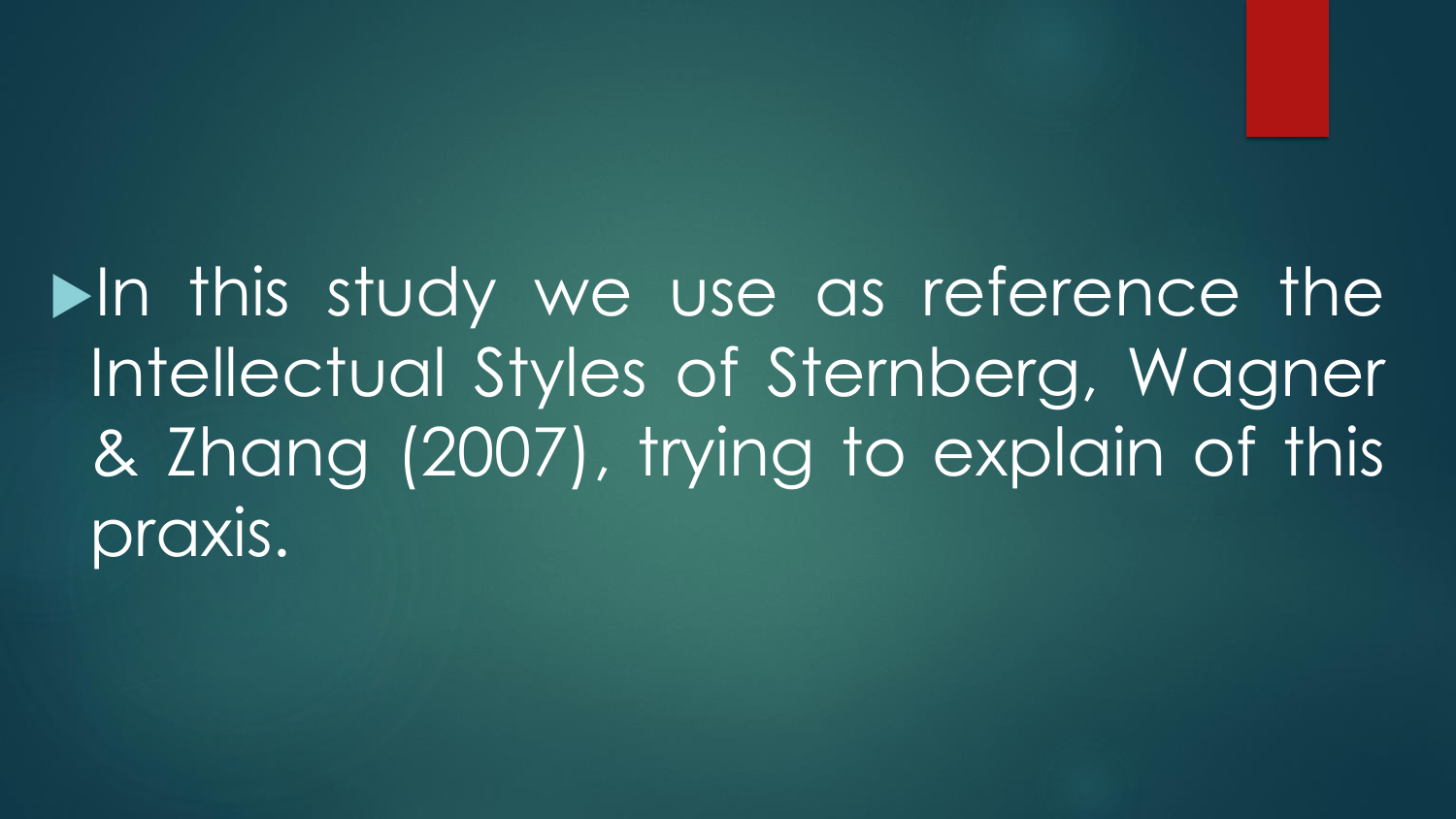- In this study we use as reference the Intellectual Styles of Sternberg, Wagner & Zhang (2007), trying to explain of this praxis.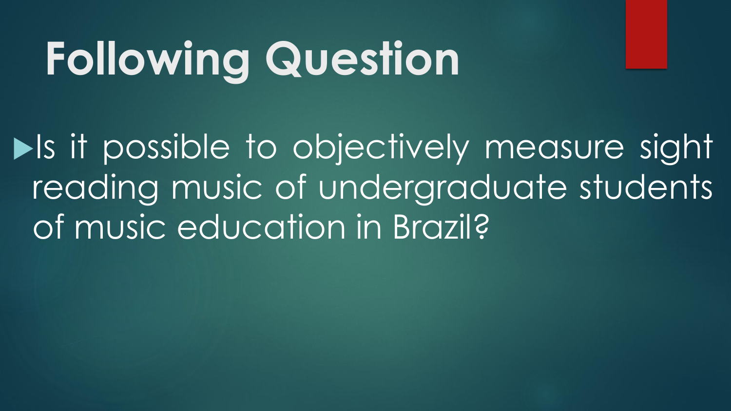# Following Question

- Is it possible to objectively measure sight reading music of undergraduate students of music education in Brazil?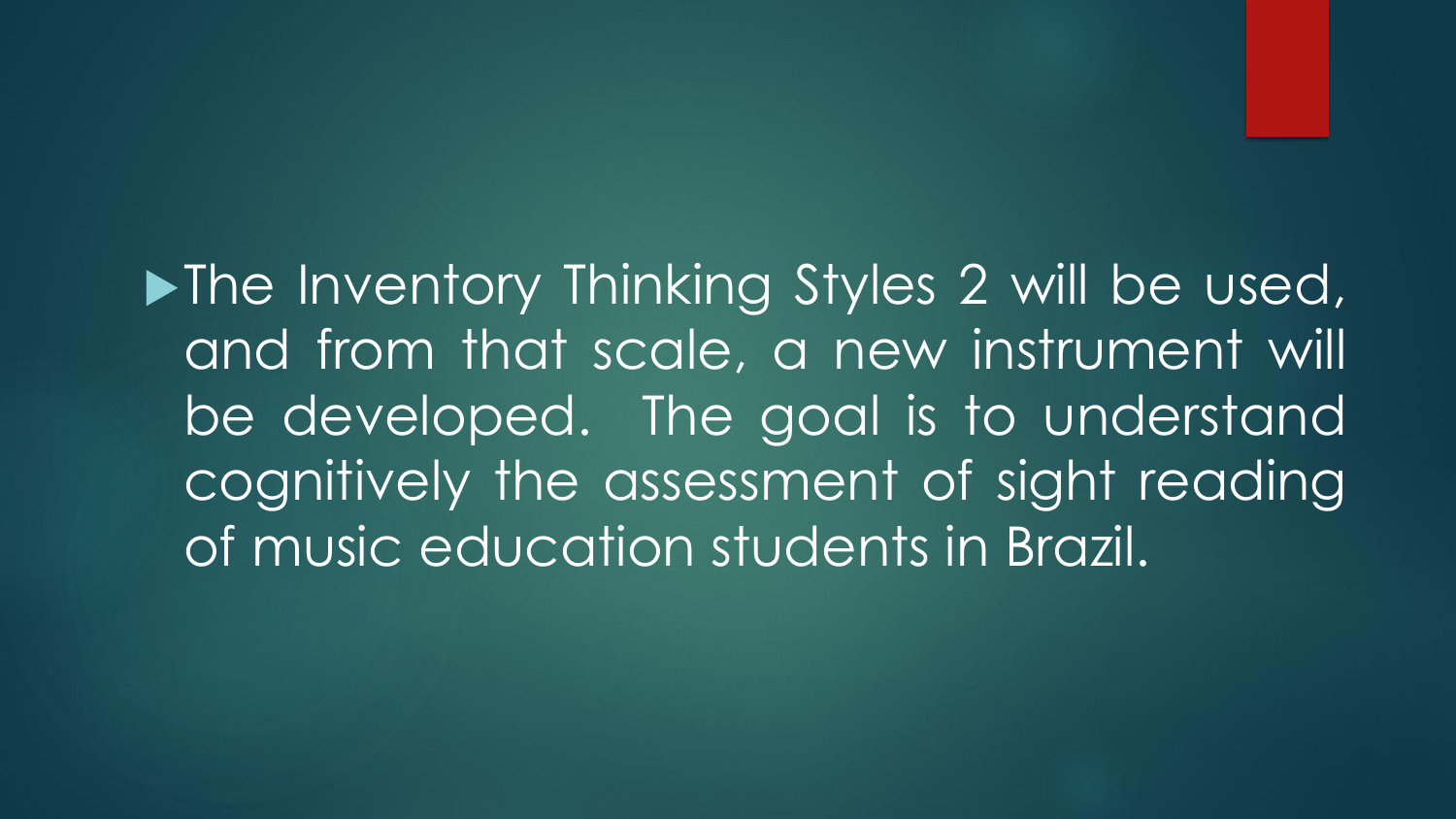- The Inventory Thinking Styles 2 will be used, and from that scale, a new instrument will be developed. The goal is to understand cognitively the assessment of sight reading of music education students in Brazil.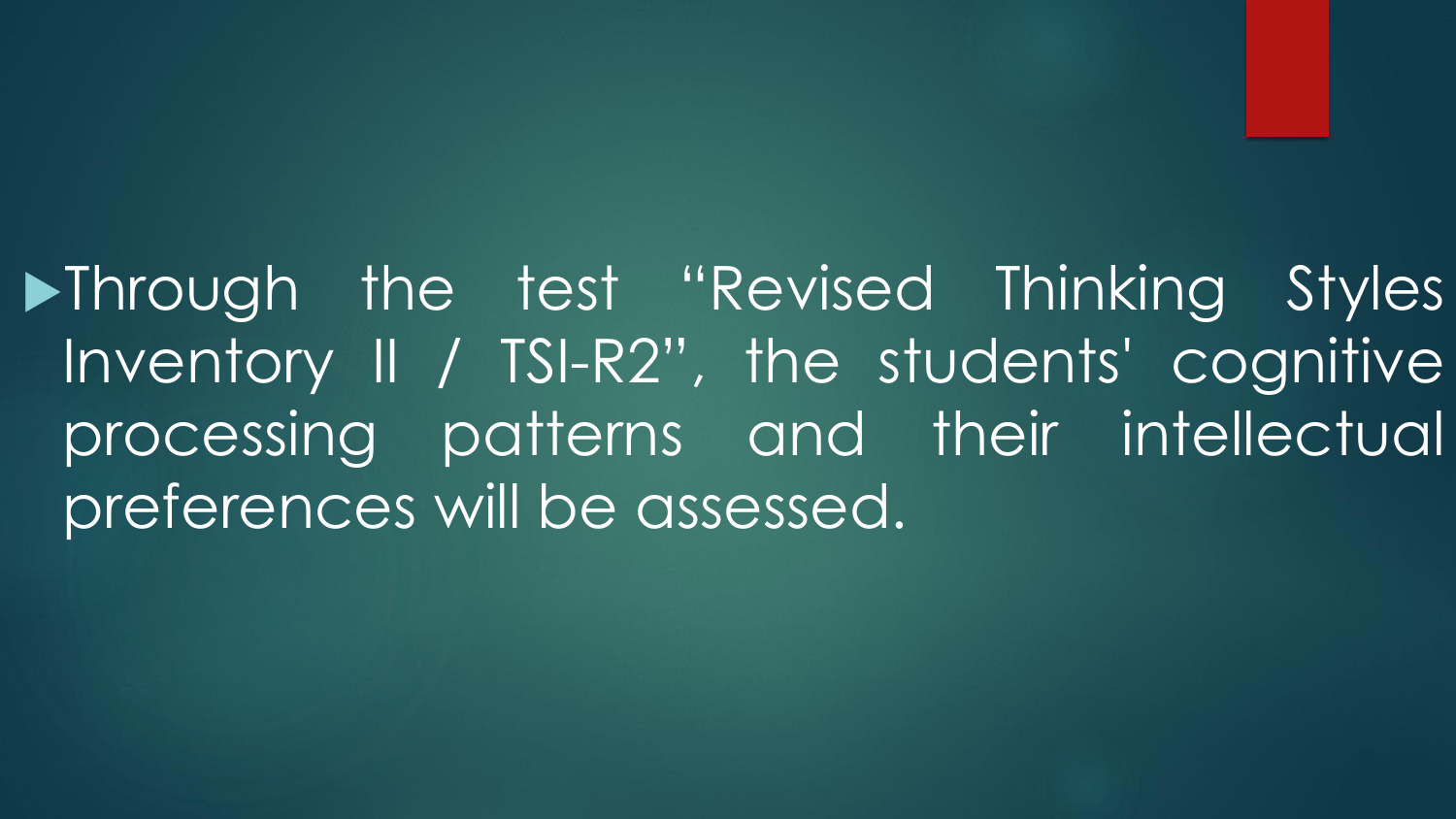- Through the test “Revised Thinking Styles Inventory II / TSI-R2”, the students' cognitive processing patterns and their intellectual preferences will be assessed.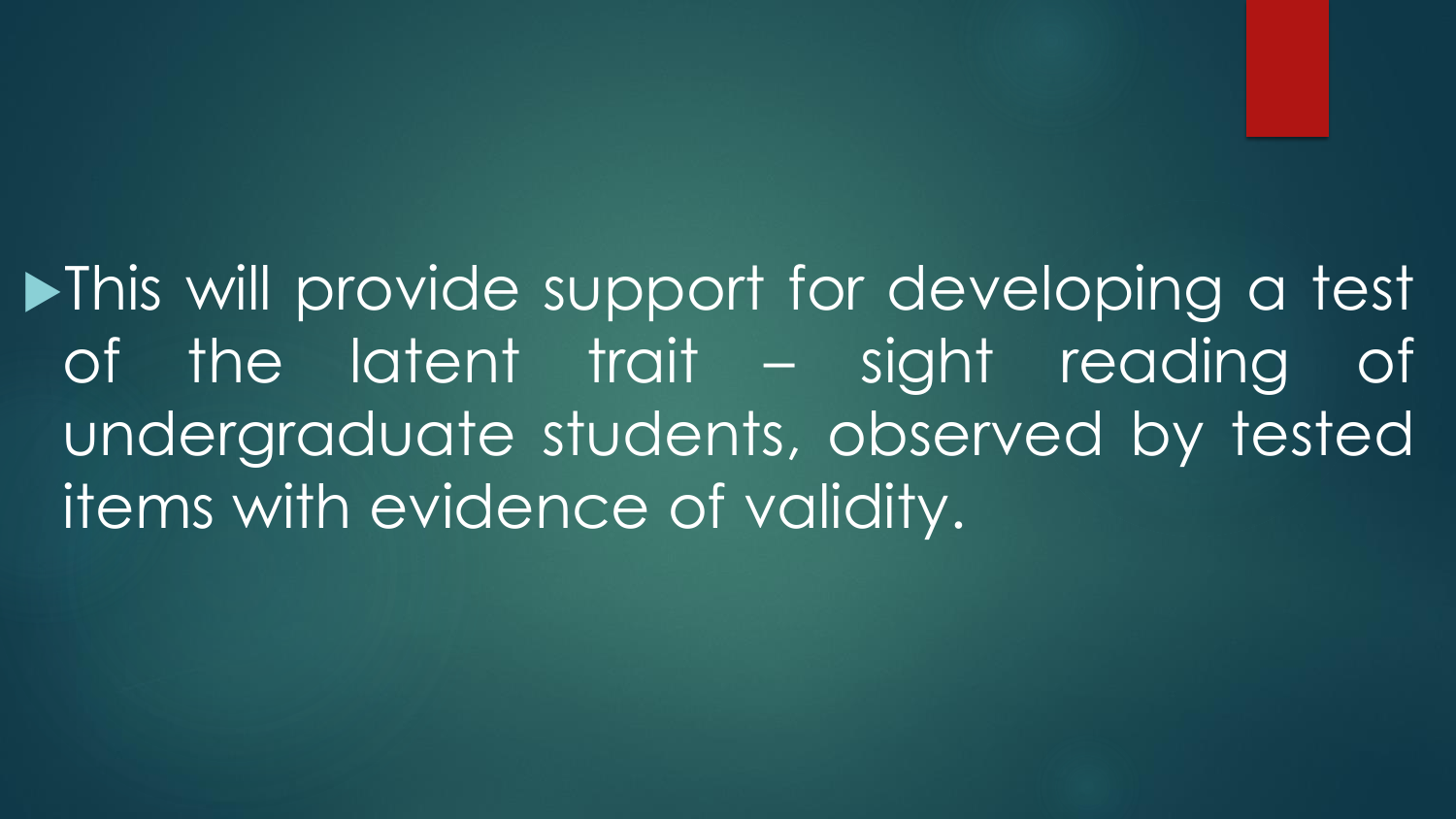- This will provide support for developing a test of the latent trait – sight reading of undergraduate students, observed by tested items with evidence of validity.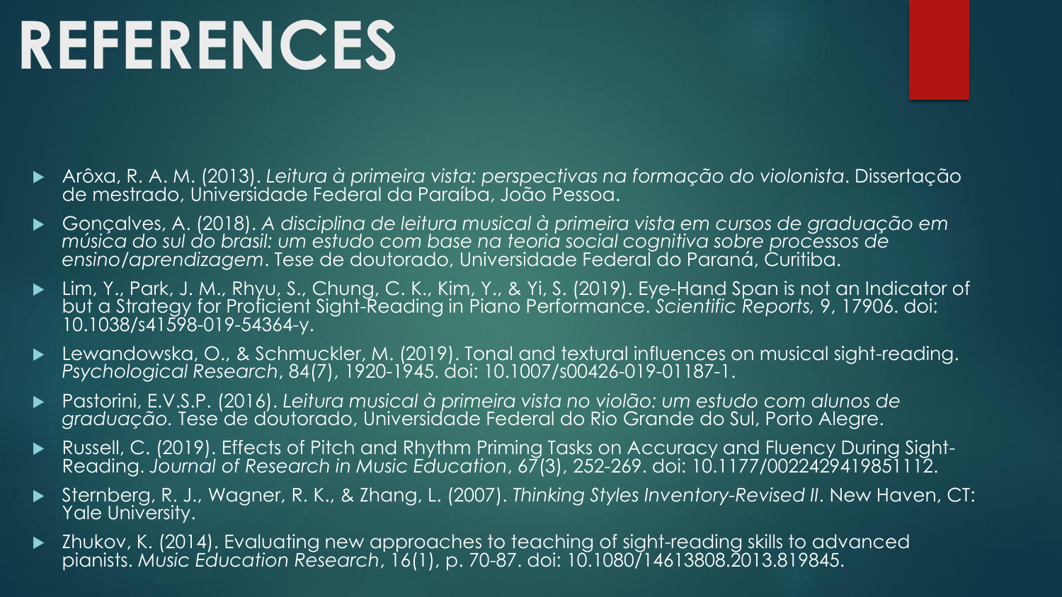# REFERENCES

- Arôxa, R. A. M. (2013). *Leitura à primeira vista: perspectivas na formação do violonista*. Dissertação de mestrado, Universidade Federal da Paraíba, João Pessoa.
- Gonçalves, A. (2018). *A disciplina de leitura musical à primeira vista em cursos de graduação em música do sul do brasil: um estudo com base na teoria social cognitiva sobre processos de ensino/aprendizagem*. Tese de doutorado, Universidade Federal do Paraná, Curitiba.
- Lim, Y., Park, J. M., Rhyu, S., Chung, C. K., Kim, Y., & Yi, S. (2019). Eye-Hand Span is not an Indicator of but a Strategy for Proficient Sight-Reading in Piano Performance. *Scientific Reports,* 9, 17906. doi: 10.1038/s41598-019-54364-y.
- Lewandowska, O., & Schmuckler, M. (2019). Tonal and textural influences on musical sight-reading. *Psychological Research*, 84(7), 1920-1945. doi: 10.1007/s00426-019-01187-1.
- Pastorini, E.V.S.P. (2016). *Leitura musical à primeira vista no violão: um estudo com alunos de graduação*. Tese de doutorado, Universidade Federal do Rio Grande do Sul, Porto Alegre.
- Russell, C. (2019). Effects of Pitch and Rhythm Priming Tasks on Accuracy and Fluency During Sight-Reading. *Journal of Research in Music Education*, 67(3), 252-269. doi: 10.1177/0022429419851112.
- Sternberg, R. J., Wagner, R. K., & Zhang, L. (2007). *Thinking Styles Inventory-Revised II*. New Haven, CT: Yale University.
- Zhukov, K. (2014). Evaluating new approaches to teaching of sight-reading skills to advanced pianists. *Music Education Research*, 16(1), p. 70-87. doi: 10.1080/14613808.2013.819845.